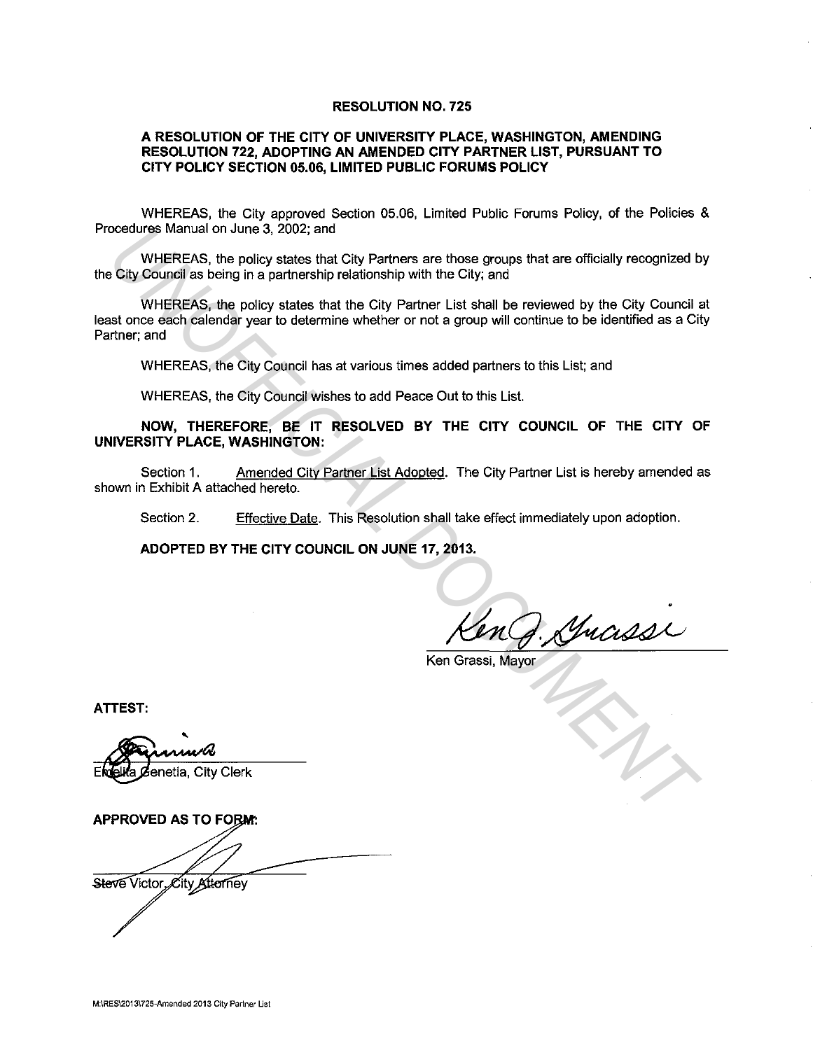# RESOLUTION NO. 725

## A RESOLUTION OF THE CITY OF UNIVERSITY PLACE, WASHINGTON, AMENDING RESOLUTION 722, ADOPTING AN AMENDED CITY PARTNER LIST, PURSUANT TO CITY POLICY SECTION 05.06, LIMITED PUBLIC FORUMS POLICY

WHEREAS, the City approved Section 05.06, Limited Public Forums Policy, of the Policies & Procedures Manual on June 3, 2002; and

WHEREAS, the policy states that City Partners are those groups that are officially recognized by the City Council as being in a partnership relationship with the City; and

WHEREAS, the policy states that the City Partner List shall be reviewed by the City Council at least once each calendar year to determine whether or not a group will continue to be identified as a City Partner; and

WHEREAS, the City Council has at various times added partners to this List; and

WHEREAS, the City Council wishes to add Peace Out to this List.

**NOW, THEREFORE, BE IT RESOLVED BY THE CITY COUNCIL OF THE CITY OF UNIVERSITY PLACE, WASHINGTON:**

Section 1. Amended City Partner List Adopted. The City Partner List is hereby amended as shown in Exhibit A attached hereto.

Section 2. Effective Date. This Resolution shall take effect immediately upon adoption.

**ADOPTED BY THE CITY COUNCIL ON JUNE 17, 2013.**

Ken Grassi, Mayor

**ATTEST:**

Emelita Genetia, City Clerk

**APPROVED AS TO FORM:**

Steve Victor, City Attorney

M:\RES\2013\725-Amended 2013 City Partner List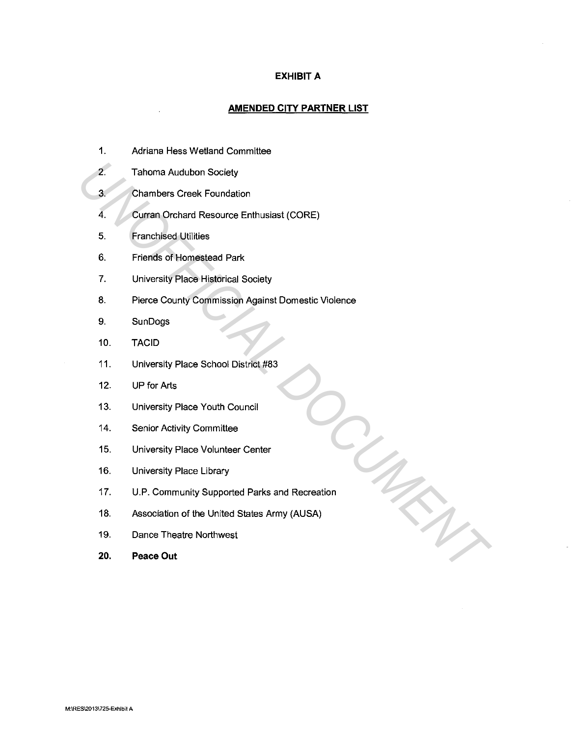**EXHIBIT A**

**AMENDED CITY PARTNER LIST**

1. Adriana Hess Wetland Committee
2. Tahoma Audubon Society
3. Chambers Creek Foundation
4. Curran Orchard Resource Enthusiast (CORE)
5. Franchised Utilities
6. Friends of Homestead Park
7. University Place Historical Society
8. Pierce County Commission Against Domestic Violence
9. SunDogs
10. TACID
11. University Place School District #83
12. UP for Arts
13. University Place Youth Council
14. Senior Activity Committee
15. University Place Volunteer Center
16. University Place Library
17. U.P. Community Supported Parks and Recreation
18. Association of the United States Army (AUSA)
19. Dance Theatre Northwest
20. **Peace Out**

M:\RES\2013\725-Exhibit A